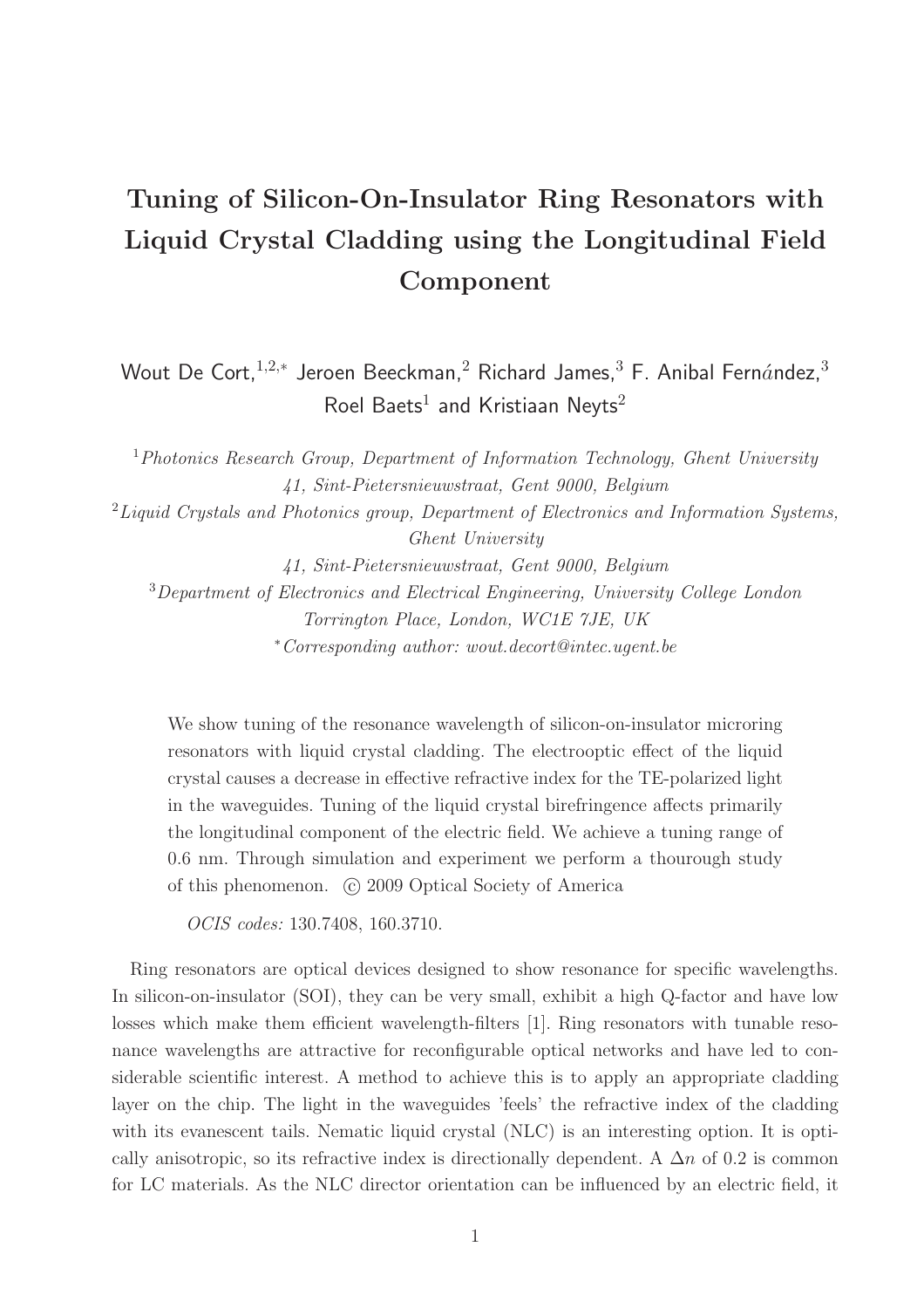# Tuning of Silicon-On-Insulator Ring Resonators with Liquid Crystal Cladding using the Longitudinal Field Component

Wout De Cort,[1,2,*] Jeroen Beeckman,[2] Richard James,[3] F. Anibal Fernández,[3] Roel Baets[1] and Kristiaan Neyts[2]

[1] *Photonics Research Group, Department of Information Technology, Ghent University 41, Sint-Pietersnieuwstraat, Gent 9000, Belgium*

[2] *Liquid Crystals and Photonics group, Department of Electronics and Information Systems, Ghent University 41, Sint-Pietersnieuwstraat, Gent 9000, Belgium*

[3] *Department of Electronics and Electrical Engineering, University College London Torrington Place, London, WC1E 7JE, UK*

[*] *Corresponding author: wout.decort@intec.ugent.be*

We show tuning of the resonance wavelength of silicon-on-insulator microring resonators with liquid crystal cladding. The electrooptic effect of the liquid crystal causes a decrease in effective refractive index for the TE-polarized light in the waveguides. Tuning of the liquid crystal birefringence affects primarily the longitudinal component of the electric field. We achieve a tuning range of 0.6 nm. Through simulation and experiment we perform a thourough study of this phenomenon. © 2009 Optical Society of America

*OCIS codes:* 130.7408, 160.3710.

Ring resonators are optical devices designed to show resonance for specific wavelengths. In silicon-on-insulator (SOI), they can be very small, exhibit a high Q-factor and have low losses which make them efficient wavelength-filters [1]. Ring resonators with tunable resonance wavelengths are attractive for reconfigurable optical networks and have led to considerable scientific interest. A method to achieve this is to apply an appropriate cladding layer on the chip. The light in the waveguides 'feels' the refractive index of the cladding with its evanescent tails. Nematic liquid crystal (NLC) is an interesting option. It is optically anisotropic, so its refractive index is directionally dependent. A $\Delta n$ of 0.2 is common for LC materials. As the NLC director orientation can be influenced by an electric field, it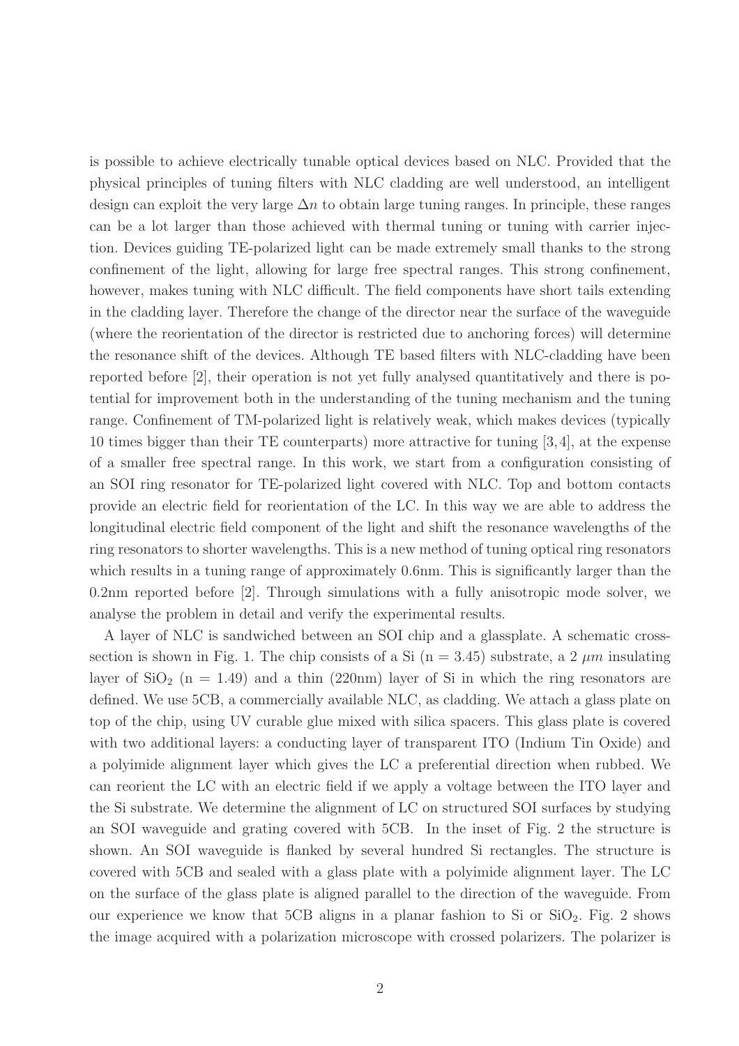is possible to achieve electrically tunable optical devices based on NLC. Provided that the physical principles of tuning filters with NLC cladding are well understood, an intelligent design can exploit the very large $\Delta n$ to obtain large tuning ranges. In principle, these ranges can be a lot larger than those achieved with thermal tuning or tuning with carrier injection. Devices guiding TE-polarized light can be made extremely small thanks to the strong confinement of the light, allowing for large free spectral ranges. This strong confinement, however, makes tuning with NLC difficult. The field components have short tails extending in the cladding layer. Therefore the change of the director near the surface of the waveguide (where the reorientation of the director is restricted due to anchoring forces) will determine the resonance shift of the devices. Although TE based filters with NLC-cladding have been reported before [2], their operation is not yet fully analysed quantitatively and there is potential for improvement both in the understanding of the tuning mechanism and the tuning range. Confinement of TM-polarized light is relatively weak, which makes devices (typically 10 times bigger than their TE counterparts) more attractive for tuning [3,4], at the expense of a smaller free spectral range. In this work, we start from a configuration consisting of an SOI ring resonator for TE-polarized light covered with NLC. Top and bottom contacts provide an electric field for reorientation of the LC. In this way we are able to address the longitudinal electric field component of the light and shift the resonance wavelengths of the ring resonators to shorter wavelengths. This is a new method of tuning optical ring resonators which results in a tuning range of approximately 0.6nm. This is significantly larger than the 0.2nm reported before [2]. Through simulations with a fully anisotropic mode solver, we analyse the problem in detail and verify the experimental results.

A layer of NLC is sandwiched between an SOI chip and a glassplate. A schematic cross-section is shown in Fig. 1. The chip consists of a Si (n = 3.45) substrate, a 2 $\mu m$ insulating layer of $SiO_2$ (n = 1.49) and a thin (220nm) layer of Si in which the ring resonators are defined. We use 5CB, a commercially available NLC, as cladding. We attach a glass plate on top of the chip, using UV curable glue mixed with silica spacers. This glass plate is covered with two additional layers: a conducting layer of transparent ITO (Indium Tin Oxide) and a polyimide alignment layer which gives the LC a preferential direction when rubbed. We can reorient the LC with an electric field if we apply a voltage between the ITO layer and the Si substrate. We determine the alignment of LC on structured SOI surfaces by studying an SOI waveguide and grating covered with 5CB. In the inset of Fig. 2 the structure is shown. An SOI waveguide is flanked by several hundred Si rectangles. The structure is covered with 5CB and sealed with a glass plate with a polyimide alignment layer. The LC on the surface of the glass plate is aligned parallel to the direction of the waveguide. From our experience we know that 5CB aligns in a planar fashion to Si or $SiO_2$. Fig. 2 shows the image acquired with a polarization microscope with crossed polarizers. The polarizer is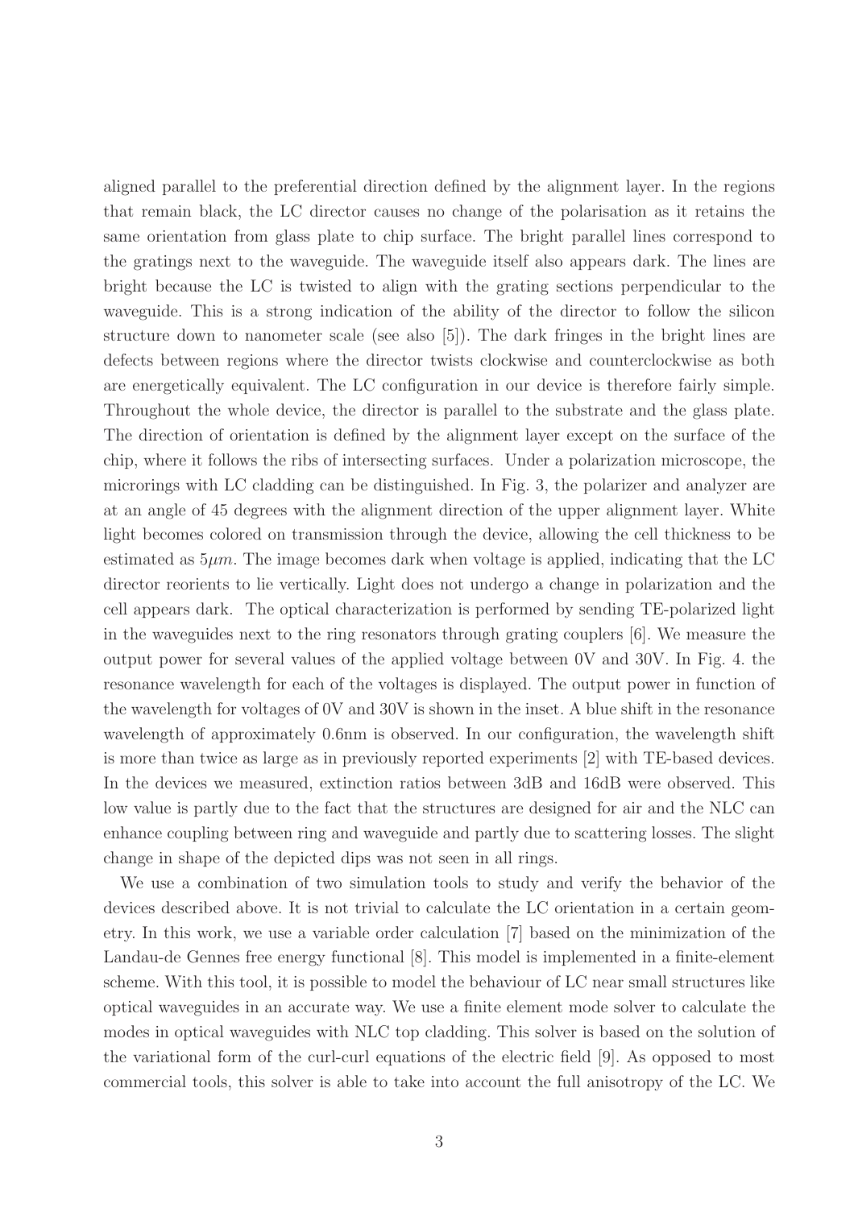aligned parallel to the preferential direction defined by the alignment layer. In the regions that remain black, the LC director causes no change of the polarisation as it retains the same orientation from glass plate to chip surface. The bright parallel lines correspond to the gratings next to the waveguide. The waveguide itself also appears dark. The lines are bright because the LC is twisted to align with the grating sections perpendicular to the waveguide. This is a strong indication of the ability of the director to follow the silicon structure down to nanometer scale (see also [5]). The dark fringes in the bright lines are defects between regions where the director twists clockwise and counterclockwise as both are energetically equivalent. The LC configuration in our device is therefore fairly simple. Throughout the whole device, the director is parallel to the substrate and the glass plate. The direction of orientation is defined by the alignment layer except on the surface of the chip, where it follows the ribs of intersecting surfaces. Under a polarization microscope, the microrings with LC cladding can be distinguished. In Fig. 3, the polarizer and analyzer are at an angle of 45 degrees with the alignment direction of the upper alignment layer. White light becomes colored on transmission through the device, allowing the cell thickness to be estimated as $5\mu m$. The image becomes dark when voltage is applied, indicating that the LC director reorients to lie vertically. Light does not undergo a change in polarization and the cell appears dark. The optical characterization is performed by sending TE-polarized light in the waveguides next to the ring resonators through grating couplers [6]. We measure the output power for several values of the applied voltage between 0V and 30V. In Fig. 4. the resonance wavelength for each of the voltages is displayed. The output power in function of the wavelength for voltages of 0V and 30V is shown in the inset. A blue shift in the resonance wavelength of approximately 0.6nm is observed. In our configuration, the wavelength shift is more than twice as large as in previously reported experiments [2] with TE-based devices. In the devices we measured, extinction ratios between 3dB and 16dB were observed. This low value is partly due to the fact that the structures are designed for air and the NLC can enhance coupling between ring and waveguide and partly due to scattering losses. The slight change in shape of the depicted dips was not seen in all rings.

We use a combination of two simulation tools to study and verify the behavior of the devices described above. It is not trivial to calculate the LC orientation in a certain geometry. In this work, we use a variable order calculation [7] based on the minimization of the Landau-de Gennes free energy functional [8]. This model is implemented in a finite-element scheme. With this tool, it is possible to model the behaviour of LC near small structures like optical waveguides in an accurate way. We use a finite element mode solver to calculate the modes in optical waveguides with NLC top cladding. This solver is based on the solution of the variational form of the curl-curl equations of the electric field [9]. As opposed to most commercial tools, this solver is able to take into account the full anisotropy of the LC. We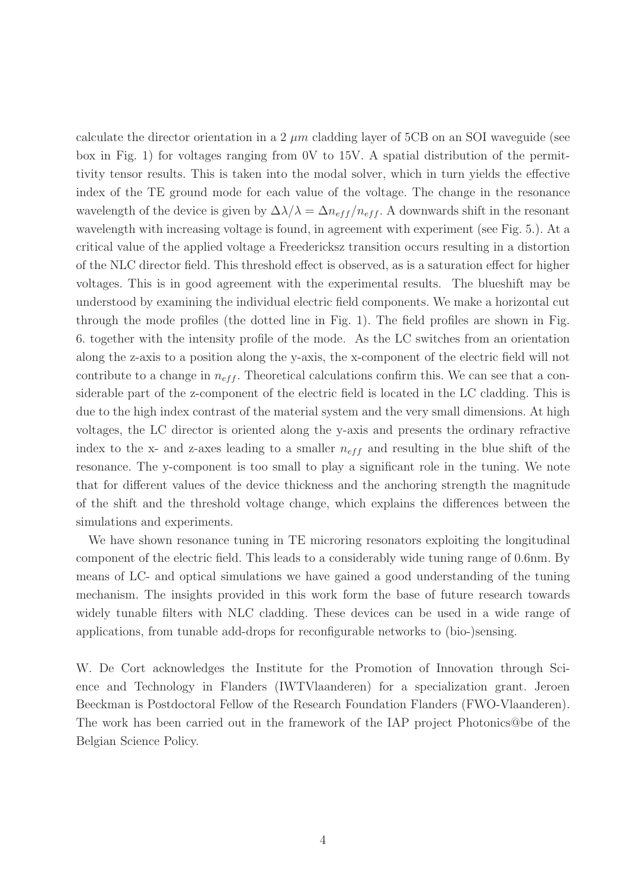calculate the director orientation in a 2 $\mu m$ cladding layer of 5CB on an SOI waveguide (see box in Fig. 1) for voltages ranging from 0V to 15V. A spatial distribution of the permittivity tensor results. This is taken into the modal solver, which in turn yields the effective index of the TE ground mode for each value of the voltage. The change in the resonance wavelength of the device is given by $\Delta\lambda/\lambda = \Delta n_{eff}/n_{eff}$. A downwards shift in the resonant wavelength with increasing voltage is found, in agreement with experiment (see Fig. 5.). At a critical value of the applied voltage a Freedericksz transition occurs resulting in a distortion of the NLC director field. This threshold effect is observed, as is a saturation effect for higher voltages. This is in good agreement with the experimental results. The blueshift may be understood by examining the individual electric field components. We make a horizontal cut through the mode profiles (the dotted line in Fig. 1). The field profiles are shown in Fig. 6. together with the intensity profile of the mode. As the LC switches from an orientation along the z-axis to a position along the y-axis, the x-component of the electric field will not contribute to a change in $n_{eff}$. Theoretical calculations confirm this. We can see that a considerable part of the z-component of the electric field is located in the LC cladding. This is due to the high index contrast of the material system and the very small dimensions. At high voltages, the LC director is oriented along the y-axis and presents the ordinary refractive index to the x- and z-axes leading to a smaller $n_{eff}$ and resulting in the blue shift of the resonance. The y-component is too small to play a significant role in the tuning. We note that for different values of the device thickness and the anchoring strength the magnitude of the shift and the threshold voltage change, which explains the differences between the simulations and experiments.

We have shown resonance tuning in TE microring resonators exploiting the longitudinal component of the electric field. This leads to a considerably wide tuning range of 0.6nm. By means of LC- and optical simulations we have gained a good understanding of the tuning mechanism. The insights provided in this work form the base of future research towards widely tunable filters with NLC cladding. These devices can be used in a wide range of applications, from tunable add-drops for reconfigurable networks to (bio-)sensing.

W. De Cort acknowledges the Institute for the Promotion of Innovation through Science and Technology in Flanders (IWTVlaanderen) for a specialization grant. Jeroen Beeckman is Postdoctoral Fellow of the Research Foundation Flanders (FWO-Vlaanderen). The work has been carried out in the framework of the IAP project Photonics@be of the Belgian Science Policy.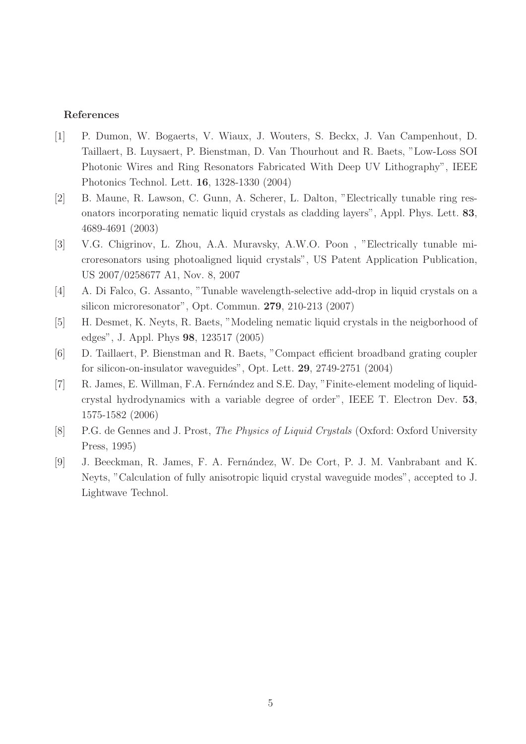**References**

[1] P. Dumon, W. Bogaerts, V. Wiaux, J. Wouters, S. Beckx, J. Van Campenhout, D. Taillaert, B. Luysaert, P. Bienstman, D. Van Thourhout and R. Baets, "Low-Loss SOI Photonic Wires and Ring Resonators Fabricated With Deep UV Lithography", IEEE Photonics Technol. Lett. **16**, 1328-1330 (2004)

[2] B. Maune, R. Lawson, C. Gunn, A. Scherer, L. Dalton, "Electrically tunable ring resonators incorporating nematic liquid crystals as cladding layers", Appl. Phys. Lett. **83**, 4689-4691 (2003)

[3] V.G. Chigrinov, L. Zhou, A.A. Muravsky, A.W.O. Poon , "Electrically tunable microresonators using photoaligned liquid crystals", US Patent Application Publication, US 2007/0258677 A1, Nov. 8, 2007

[4] A. Di Falco, G. Assanto, "Tunable wavelength-selective add-drop in liquid crystals on a silicon microresonator", Opt. Commun. **279**, 210-213 (2007)

[5] H. Desmet, K. Neyts, R. Baets, "Modeling nematic liquid crystals in the neigborhood of edges", J. Appl. Phys **98**, 123517 (2005)

[6] D. Taillaert, P. Bienstman and R. Baets, "Compact efficient broadband grating coupler for silicon-on-insulator waveguides", Opt. Lett. **29**, 2749-2751 (2004)

[7] R. James, E. Willman, F.A. Fernández and S.E. Day, "Finite-element modeling of liquid-crystal hydrodynamics with a variable degree of order", IEEE T. Electron Dev. **53**, 1575-1582 (2006)

[8] P.G. de Gennes and J. Prost, *The Physics of Liquid Crystals* (Oxford: Oxford University Press, 1995)

[9] J. Beeckman, R. James, F. A. Fernández, W. De Cort, P. J. M. Vanbrabant and K. Neyts, "Calculation of fully anisotropic liquid crystal waveguide modes", accepted to J. Lightwave Technol.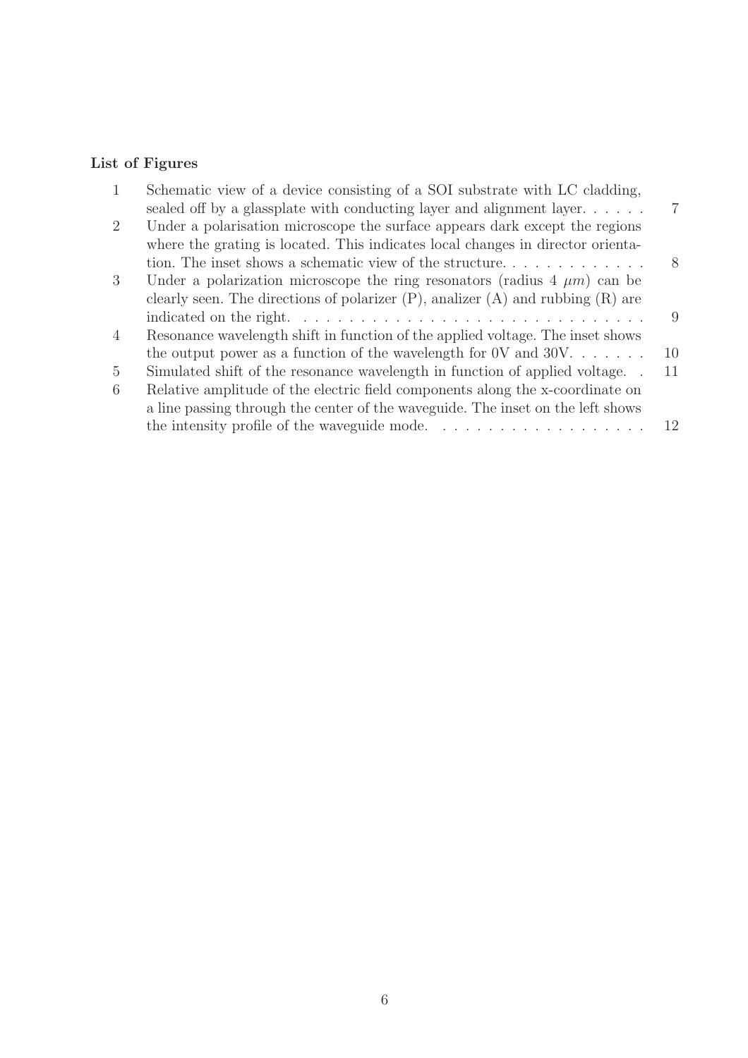## List of Figures

| | | |
|---|---|---|
| 1 | Schematic view of a device consisting of a SOI substrate with LC cladding, sealed off by a glassplate with conducting layer and alignment layer. | 7 |
| 2 | Under a polarisation microscope the surface appears dark except the regions where the grating is located. This indicates local changes in director orientation. The inset shows a schematic view of the structure. | 8 |
| 3 | Under a polarization microscope the ring resonators (radius 4 $\mu m$) can be clearly seen. The directions of polarizer (P), analizer (A) and rubbing (R) are indicated on the right. | 9 |
| 4 | Resonance wavelength shift in function of the applied voltage. The inset shows the output power as a function of the wavelength for 0V and 30V. | 10 |
| 5 | Simulated shift of the resonance wavelength in function of applied voltage. | 11 |
| 6 | Relative amplitude of the electric field components along the x-coordinate on a line passing through the center of the waveguide. The inset on the left shows the intensity profile of the waveguide mode. | 12 |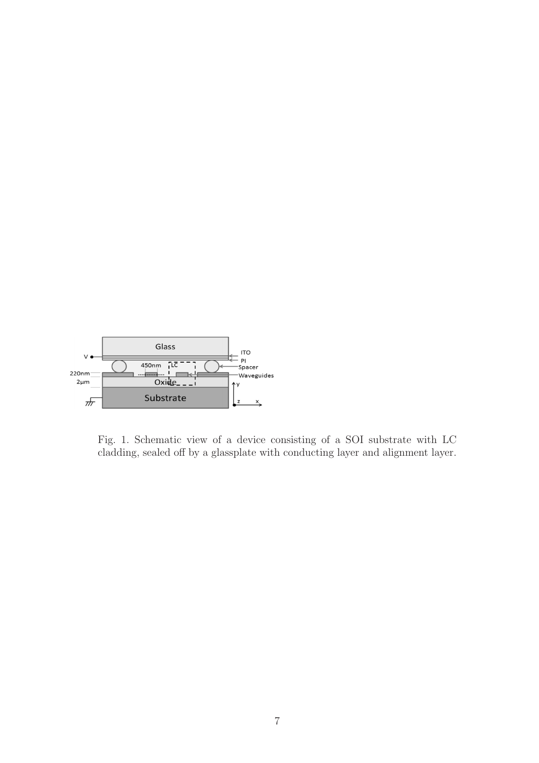Fig. 1. Schematic view of a device consisting of a SOI substrate with LC cladding, sealed off by a glassplate with conducting layer and alignment layer.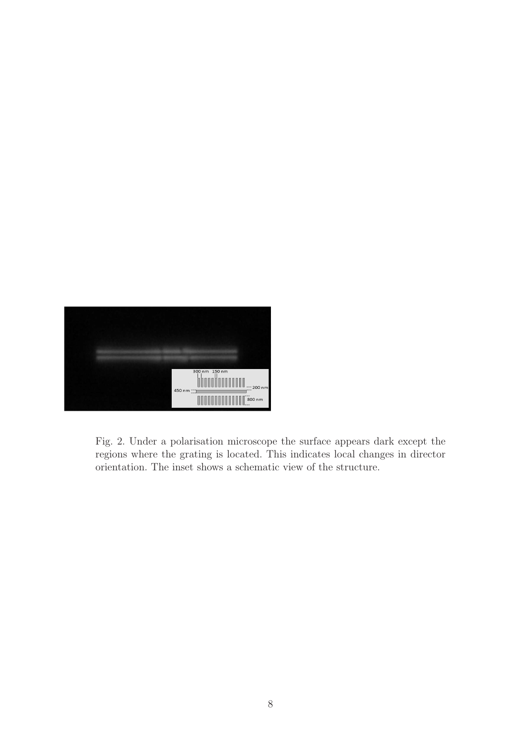Fig. 2. Under a polarisation microscope the surface appears dark except the regions where the grating is located. This indicates local changes in director orientation. The inset shows a schematic view of the structure.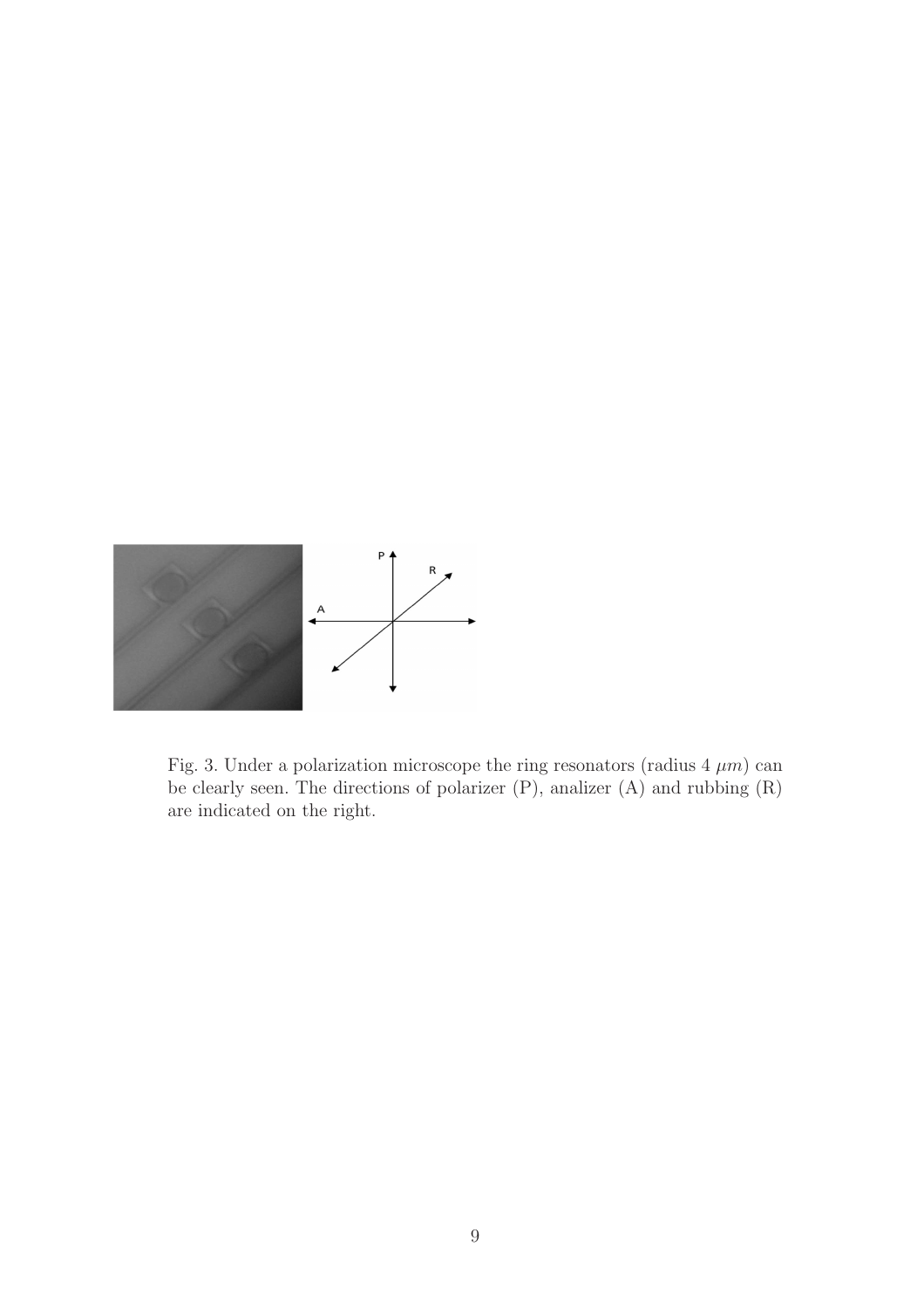Fig. 3. Under a polarization microscope the ring resonators (radius 4 $\mu m$) can be clearly seen. The directions of polarizer (P), analizer (A) and rubbing (R) are indicated on the right.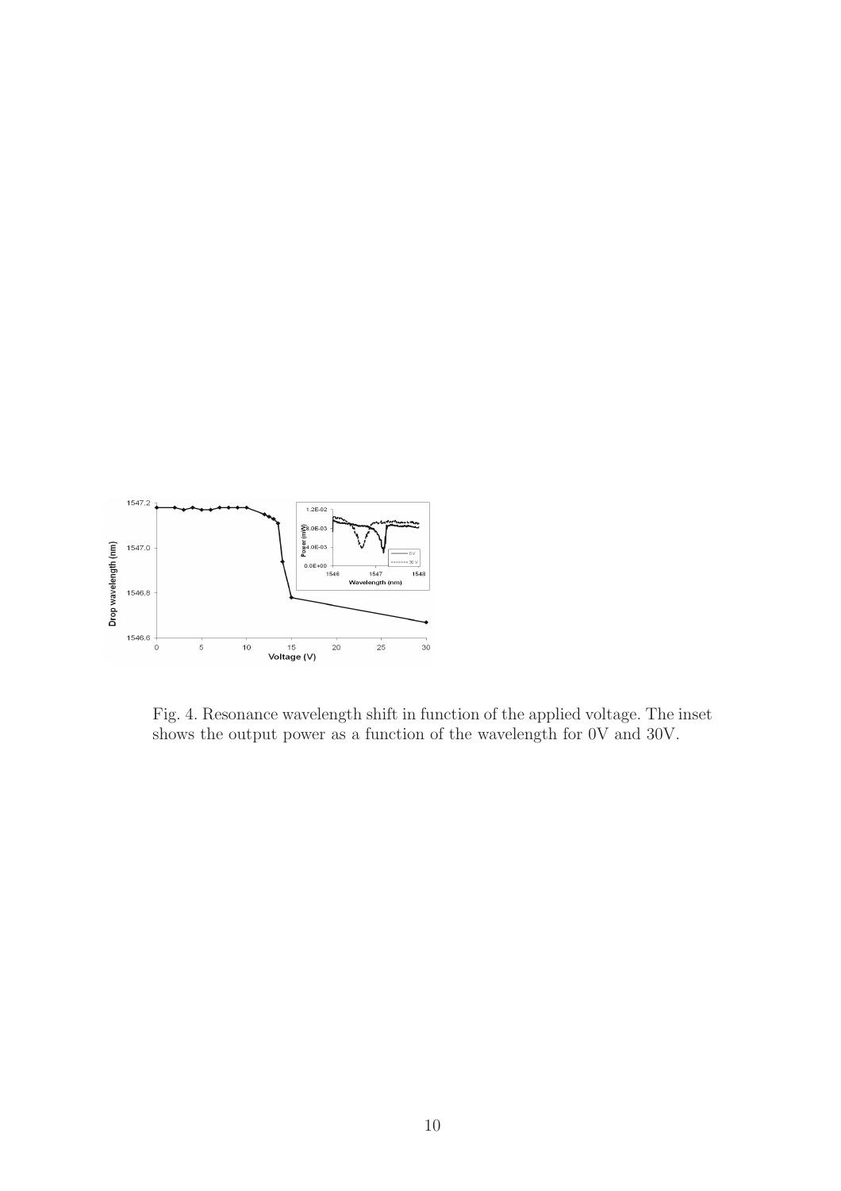Fig. 4. Resonance wavelength shift in function of the applied voltage. The inset shows the output power as a function of the wavelength for 0V and 30V.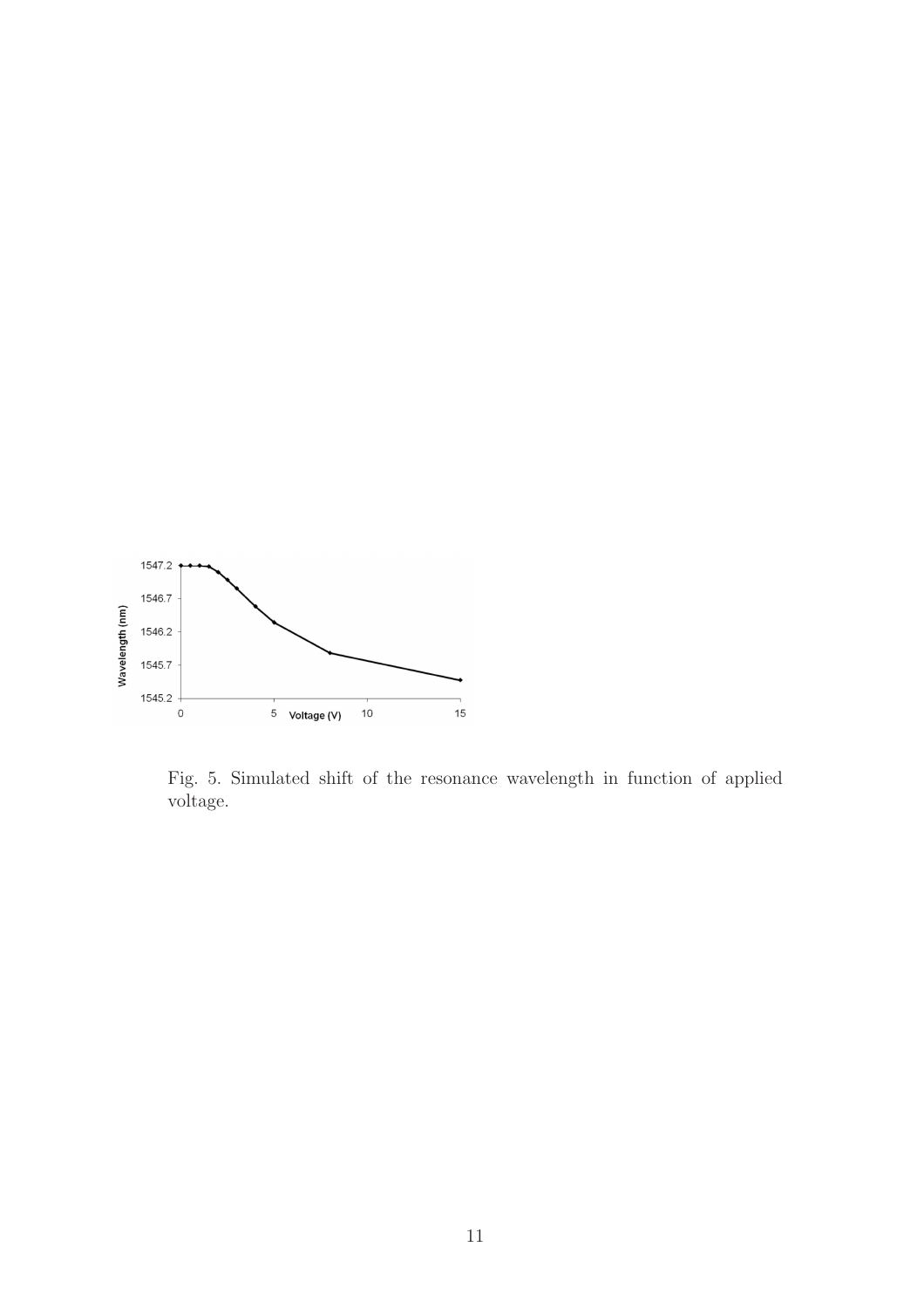Fig. 5. Simulated shift of the resonance wavelength in function of applied voltage.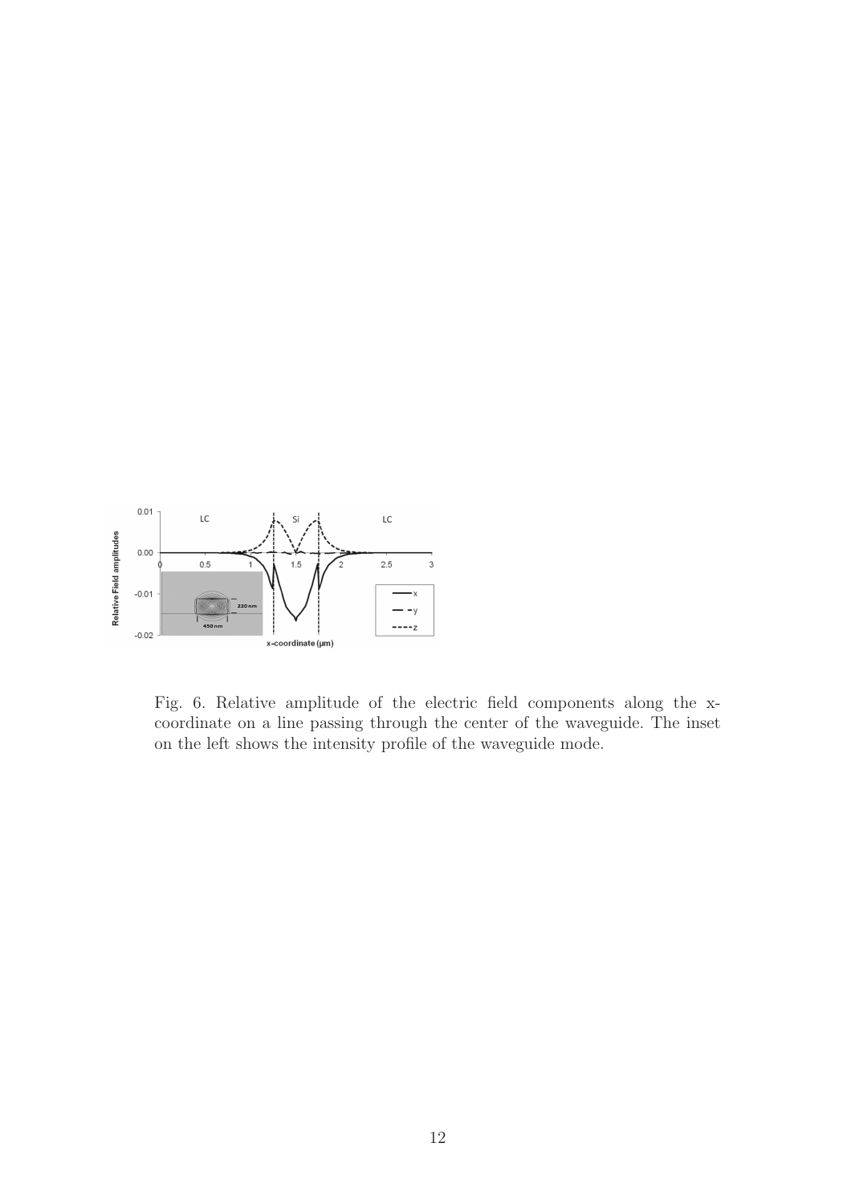0.01

LC

Si

LC

0.00

0

0.5

1

1.5

2

2.5

3

-0.01

220 nm

450 nm

-0.02

Relative Field amplitudes

x-coordinate (μm)

x

y

z

Fig. 6. Relative amplitude of the electric field components along the x-coordinate on a line passing through the center of the waveguide. The inset on the left shows the intensity profile of the waveguide mode.